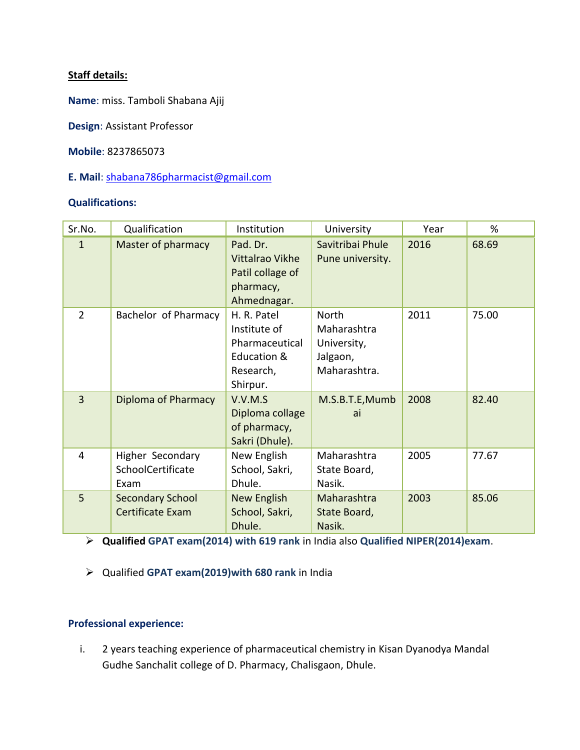**Staff details:**

**Name**: miss. Tamboli Shabana Ajij

**Design**: Assistant Professor

**Mobile**: 8237865073

**E. Mail**: shabana786pharmacist@gmail.com

**Qualifications:**

| Sr.No. | Qualification | Institution | University | Year | % |
|---|---|---|---|---|---|
| 1 | Master of pharmacy | Pad. Dr. Vittalrao Vikhe Patil collage of pharmacy, Ahmednagar. | Savitribai Phule Pune university. | 2016 | 68.69 |
| 2 | Bachelor of Pharmacy | H. R. Patel Institute of Pharmaceutical Education & Research, Shirpur. | North Maharashtra University, Jalgaon, Maharashtra. | 2011 | 75.00 |
| 3 | Diploma of Pharmacy | V.V.M.S Diploma collage of pharmacy, Sakri (Dhule). | M.S.B.T.E,Mumbai | 2008 | 82.40 |
| 4 | Higher Secondary SchoolCertificate Exam | New English School, Sakri, Dhule. | Maharashtra State Board, Nasik. | 2005 | 77.67 |
| 5 | Secondary School Certificate Exam | New English School, Sakri, Dhule. | Maharashtra State Board, Nasik. | 2003 | 85.06 |

- **Qualified GPAT exam(2014) with 619 rank** in India also **Qualified NIPER(2014)exam**.
- Qualified **GPAT exam(2019)with 680 rank** in India

**Professional experience:**

i. 2 years teaching experience of pharmaceutical chemistry in Kisan Dyanodya Mandal Gudhe Sanchalit college of D. Pharmacy, Chalisgaon, Dhule.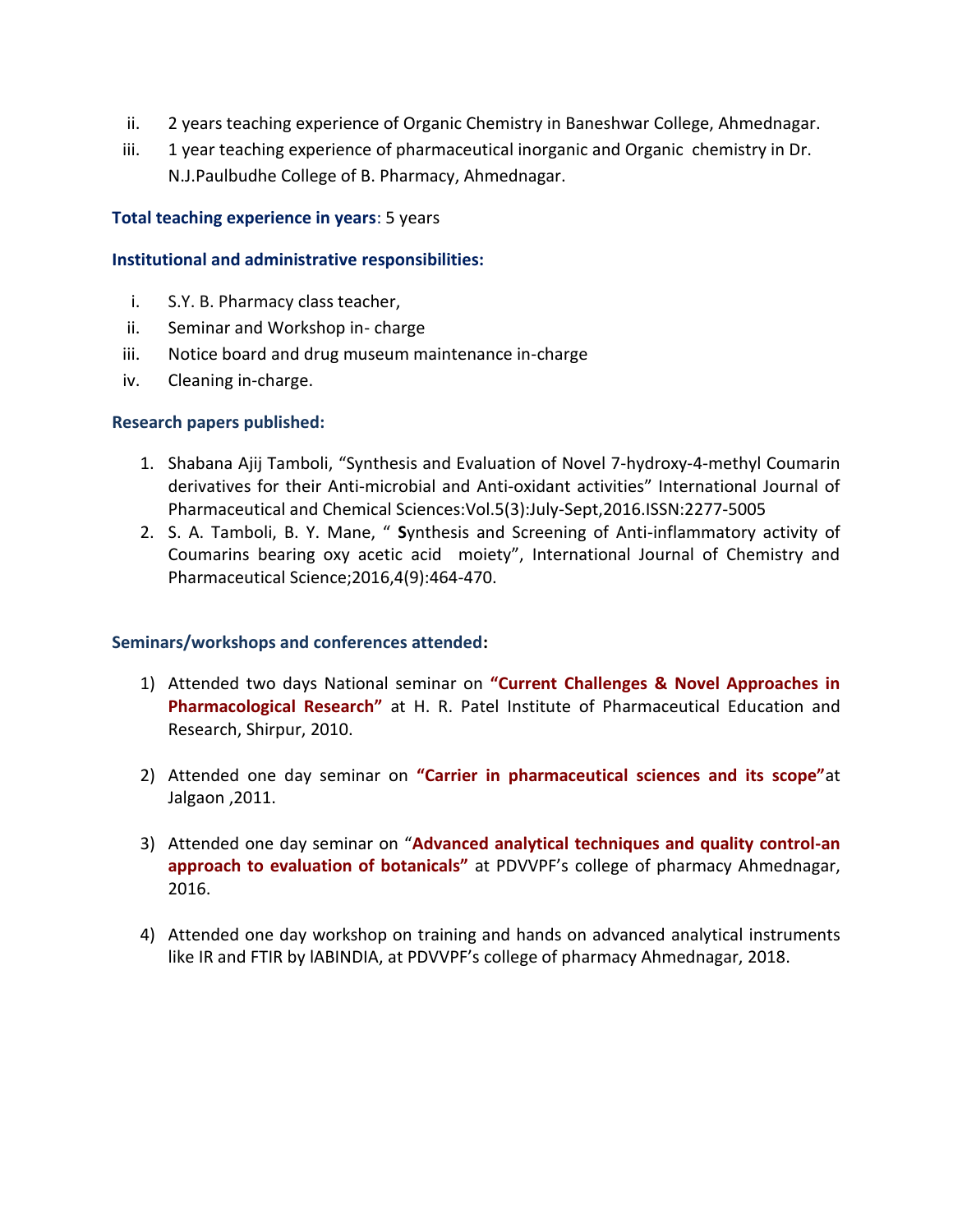ii. 2 years teaching experience of Organic Chemistry in Baneshwar College, Ahmednagar.
iii. 1 year teaching experience of pharmaceutical inorganic and Organic chemistry in Dr. N.J.Paulbudhe College of B. Pharmacy, Ahmednagar.

**Total teaching experience in years**: 5 years

**Institutional and administrative responsibilities:**

i. S.Y. B. Pharmacy class teacher,
ii. Seminar and Workshop in- charge
iii. Notice board and drug museum maintenance in-charge
iv. Cleaning in-charge.

**Research papers published:**

1. Shabana Ajij Tamboli, "Synthesis and Evaluation of Novel 7-hydroxy-4-methyl Coumarin derivatives for their Anti-microbial and Anti-oxidant activities" International Journal of Pharmaceutical and Chemical Sciences:Vol.5(3):July-Sept,2016.ISSN:2277-5005
2. S. A. Tamboli, B. Y. Mane, " **S**ynthesis and Screening of Anti-inflammatory activity of Coumarins bearing oxy acetic acid moiety", International Journal of Chemistry and Pharmaceutical Science;2016,4(9):464-470.

**Seminars/workshops and conferences attended:**

1) Attended two days National seminar on **"Current Challenges & Novel Approaches in Pharmacological Research"** at H. R. Patel Institute of Pharmaceutical Education and Research, Shirpur, 2010.

2) Attended one day seminar on **"Carrier in pharmaceutical sciences and its scope"**at Jalgaon ,2011.

3) Attended one day seminar on "**Advanced analytical techniques and quality control-an approach to evaluation of botanicals"** at PDVVPF's college of pharmacy Ahmednagar, 2016.

4) Attended one day workshop on training and hands on advanced analytical instruments like IR and FTIR by lABINDIA, at PDVVPF's college of pharmacy Ahmednagar, 2018.